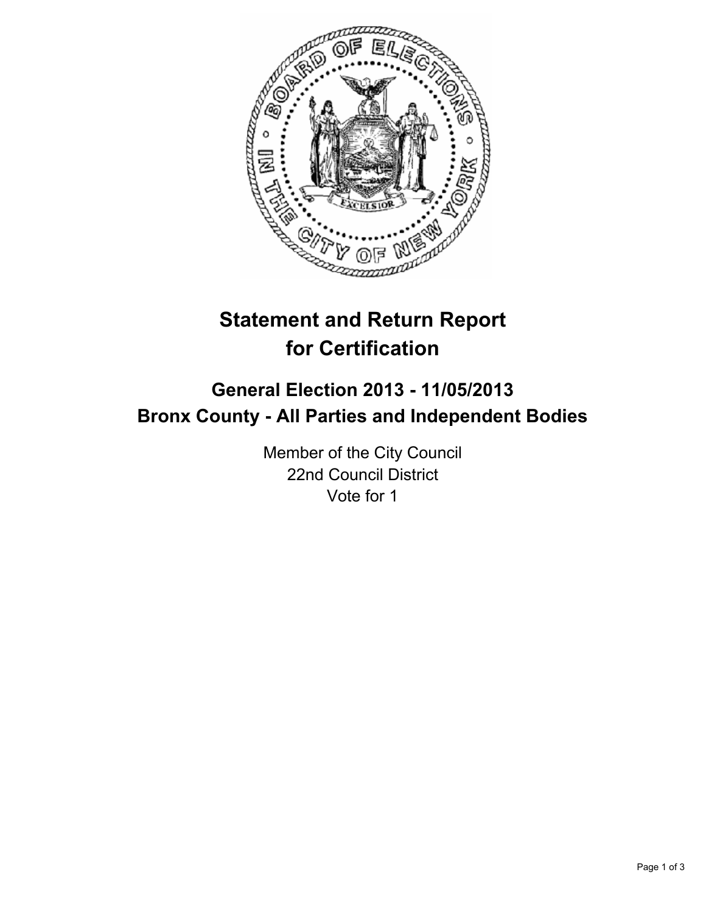# Statement and Return Report for Certification

## General Election 2013 - 11/05/2013
## Bronx County - All Parties and Independent Bodies

Member of the City Council
22nd Council District
Vote for 1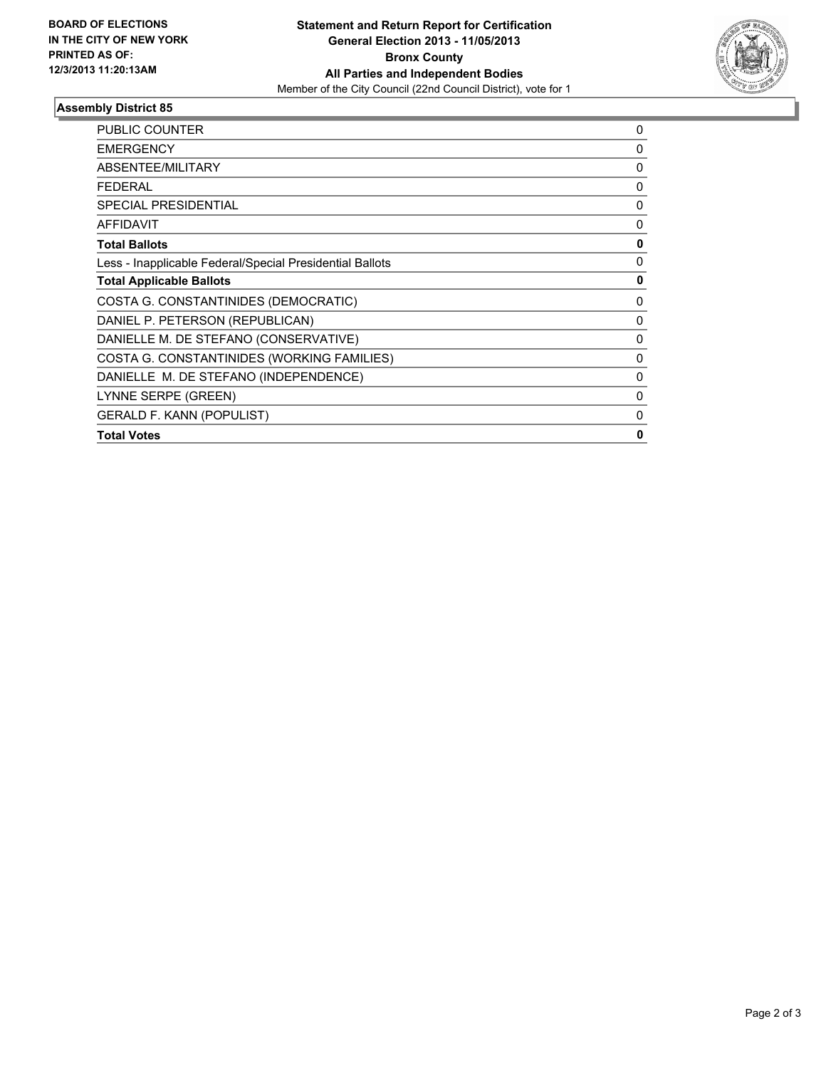BOARD OF ELECTIONS
IN THE CITY OF NEW YORK
PRINTED AS OF:
12/3/2013 11:20:13AM

**Statement and Return Report for Certification**
**General Election 2013 - 11/05/2013**
**Bronx County**
**All Parties and Independent Bodies**
Member of the City Council (22nd Council District), vote for 1

## Assembly District 85

| | |
|---|---|
| PUBLIC COUNTER | 0 |
| EMERGENCY | 0 |
| ABSENTEE/MILITARY | 0 |
| FEDERAL | 0 |
| SPECIAL PRESIDENTIAL | 0 |
| AFFIDAVIT | 0 |
| **Total Ballots** | **0** |
| Less - Inapplicable Federal/Special Presidential Ballots | 0 |
| **Total Applicable Ballots** | **0** |
| COSTA G. CONSTANTINIDES (DEMOCRATIC) | 0 |
| DANIEL P. PETERSON (REPUBLICAN) | 0 |
| DANIELLE M. DE STEFANO (CONSERVATIVE) | 0 |
| COSTA G. CONSTANTINIDES (WORKING FAMILIES) | 0 |
| DANIELLE M. DE STEFANO (INDEPENDENCE) | 0 |
| LYNNE SERPE (GREEN) | 0 |
| GERALD F. KANN (POPULIST) | 0 |
| **Total Votes** | **0** |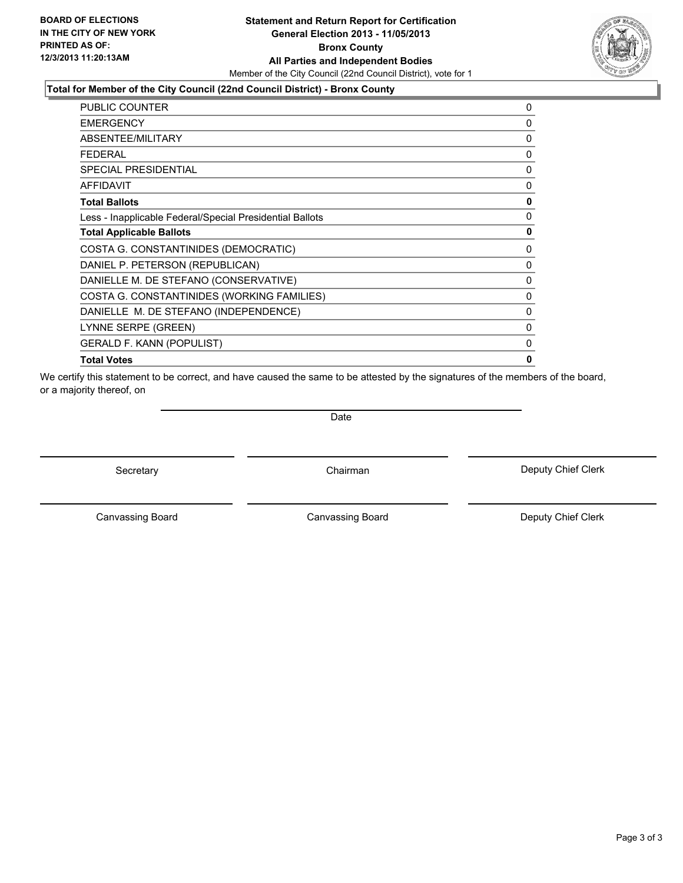**BOARD OF ELECTIONS IN THE CITY OF NEW YORK PRINTED AS OF: 12/3/2013 11:20:13AM**

**Statement and Return Report for Certification**
**General Election 2013 - 11/05/2013**
**Bronx County**
**All Parties and Independent Bodies**
Member of the City Council (22nd Council District), vote for 1

**Total for Member of the City Council (22nd Council District) - Bronx County**

| | |
|---|---|
| PUBLIC COUNTER | 0 |
| EMERGENCY | 0 |
| ABSENTEE/MILITARY | 0 |
| FEDERAL | 0 |
| SPECIAL PRESIDENTIAL | 0 |
| AFFIDAVIT | 0 |
| **Total Ballots** | **0** |
| Less - Inapplicable Federal/Special Presidential Ballots | 0 |
| **Total Applicable Ballots** | **0** |
| COSTA G. CONSTANTINIDES (DEMOCRATIC) | 0 |
| DANIEL P. PETERSON (REPUBLICAN) | 0 |
| DANIELLE M. DE STEFANO (CONSERVATIVE) | 0 |
| COSTA G. CONSTANTINIDES (WORKING FAMILIES) | 0 |
| DANIELLE M. DE STEFANO (INDEPENDENCE) | 0 |
| LYNNE SERPE (GREEN) | 0 |
| GERALD F. KANN (POPULIST) | 0 |
| **Total Votes** | **0** |

We certify this statement to be correct, and have caused the same to be attested by the signatures of the members of the board, or a majority thereof, on

Date

Secretary | Chairman | Deputy Chief Clerk

Canvassing Board | Canvassing Board | Deputy Chief Clerk